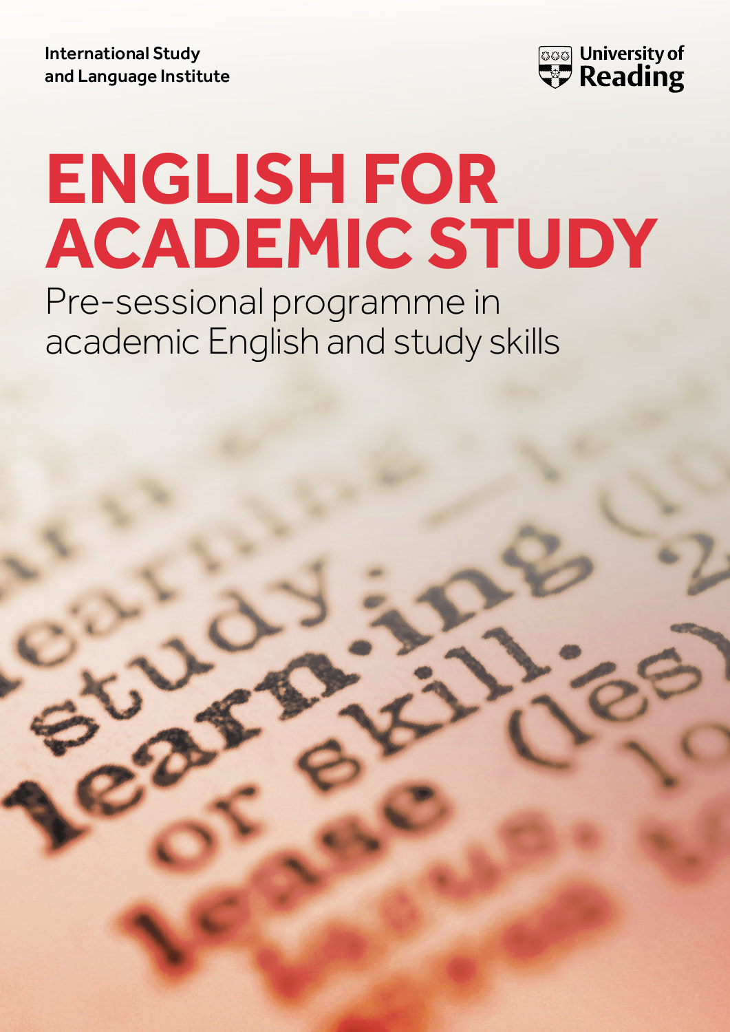International Study and Language Institute

University of Reading

# ENGLISH FOR ACADEMIC STUDY

Pre-sessional programme in academic English and study skills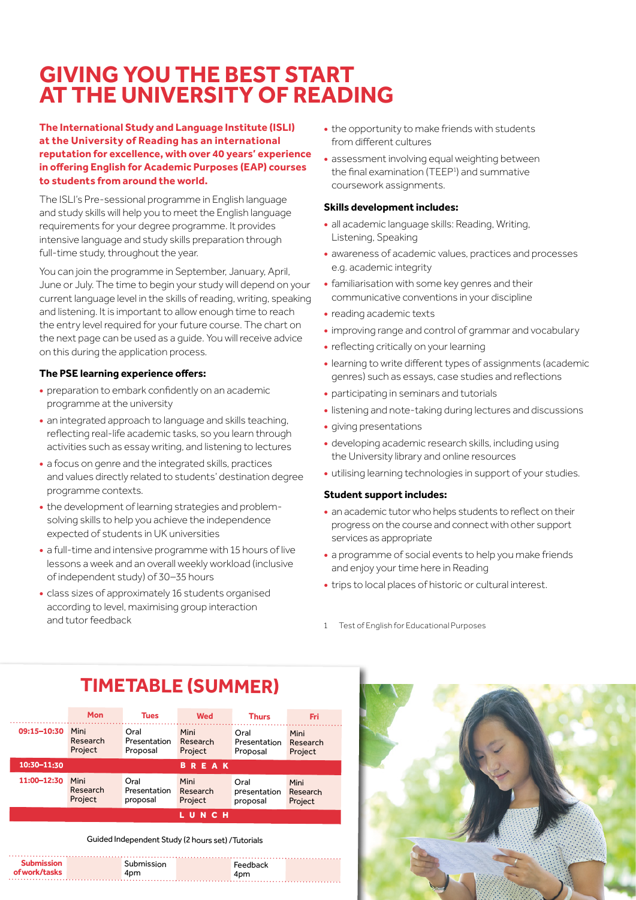# GIVING YOU THE BEST START AT THE UNIVERSITY OF READING

**The International Study and Language Institute (ISLI) at the University of Reading has an international reputation for excellence, with over 40 years' experience in offering English for Academic Purposes (EAP) courses to students from around the world.**

The ISLI's Pre-sessional programme in English language and study skills will help you to meet the English language requirements for your degree programme. It provides intensive language and study skills preparation through full-time study, throughout the year.

You can join the programme in September, January, April, June or July. The time to begin your study will depend on your current language level in the skills of reading, writing, speaking and listening. It is important to allow enough time to reach the entry level required for your future course. The chart on the next page can be used as a guide. You will receive advice on this during the application process.

**The PSE learning experience offers:**

- preparation to embark confidently on an academic programme at the university
- an integrated approach to language and skills teaching, reflecting real-life academic tasks, so you learn through activities such as essay writing, and listening to lectures
- a focus on genre and the integrated skills, practices and values directly related to students' destination degree programme contexts.
- the development of learning strategies and problem-solving skills to help you achieve the independence expected of students in UK universities
- a full-time and intensive programme with 15 hours of live lessons a week and an overall weekly workload (inclusive of independent study) of 30–35 hours
- class sizes of approximately 16 students organised according to level, maximising group interaction and tutor feedback
- the opportunity to make friends with students from different cultures
- assessment involving equal weighting between the final examination (TEEP[1]) and summative coursework assignments.

**Skills development includes:**

- all academic language skills: Reading, Writing, Listening, Speaking
- awareness of academic values, practices and processes e.g. academic integrity
- familiarisation with some key genres and their communicative conventions in your discipline
- reading academic texts
- improving range and control of grammar and vocabulary
- reflecting critically on your learning
- learning to write different types of assignments (academic genres) such as essays, case studies and reflections
- participating in seminars and tutorials
- listening and note-taking during lectures and discussions
- giving presentations
- developing academic research skills, including using the University library and online resources
- utilising learning technologies in support of your studies.

**Student support includes:**

- an academic tutor who helps students to reflect on their progress on the course and connect with other support services as appropriate
- a programme of social events to help you make friends and enjoy your time here in Reading
- trips to local places of historic or cultural interest.

1 Test of English for Educational Purposes

## TIMETABLE (SUMMER)

| | Mon | Tues | Wed | Thurs | Fri |
|---|---|---|---|---|---|
| **09:15–10:30** | Mini Research Project | Oral Presentation Proposal | Mini Research Project | Oral Presentation Proposal | Mini Research Project |
| **10:30–11:30** | BREAK | | | | |
| **11:00–12:30** | Mini Research Project | Oral Presentation proposal | Mini Research Project | Oral presentation proposal | Mini Research Project |
| | LUNCH | | | | |
| | Guided Independent Study (2 hours set) / Tutorials | | | | |
| **Submission of work/tasks** | | Submission 4pm | | Feedback 4pm | |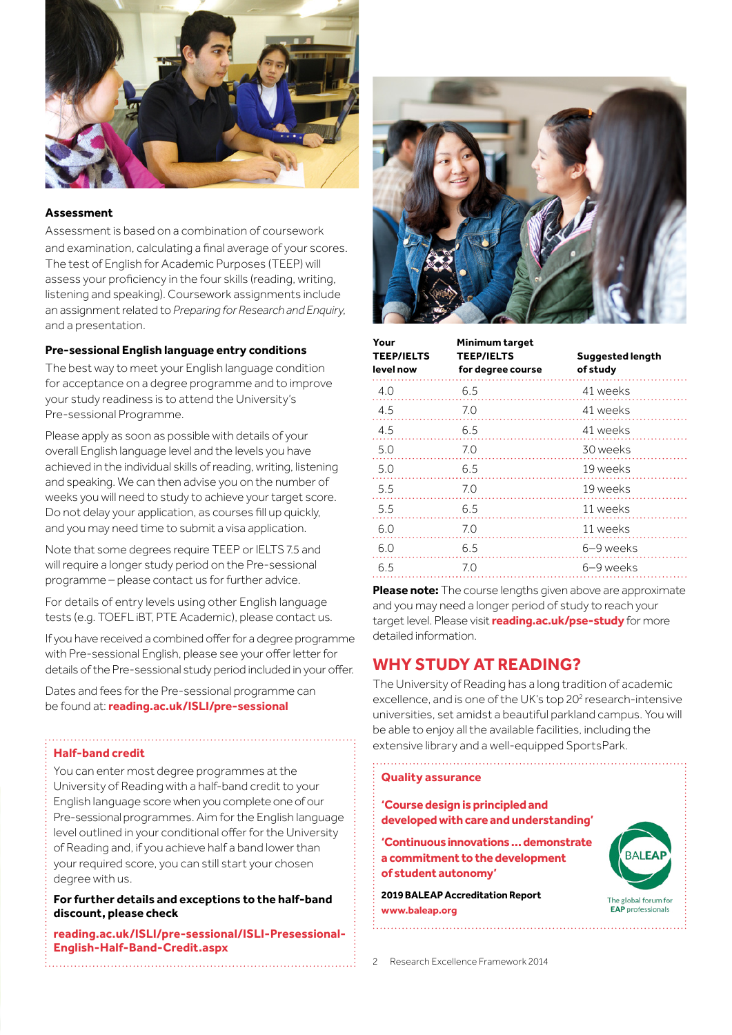### Assessment

Assessment is based on a combination of coursework and examination, calculating a final average of your scores. The test of English for Academic Purposes (TEEP) will assess your proficiency in the four skills (reading, writing, listening and speaking). Coursework assignments include an assignment related to *Preparing for Research and Enquiry*, and a presentation.

### Pre-sessional English language entry conditions

The best way to meet your English language condition for acceptance on a degree programme and to improve your study readiness is to attend the University's Pre-sessional Programme.

Please apply as soon as possible with details of your overall English language level and the levels you have achieved in the individual skills of reading, writing, listening and speaking. We can then advise you on the number of weeks you will need to study to achieve your target score. Do not delay your application, as courses fill up quickly, and you may need time to submit a visa application.

Note that some degrees require TEEP or IELTS 7.5 and will require a longer study period on the Pre-sessional programme – please contact us for further advice.

For details of entry levels using other English language tests (e.g. TOEFL iBT, PTE Academic), please contact us.

If you have received a combined offer for a degree programme with Pre-sessional English, please see your offer letter for details of the Pre-sessional study period included in your offer.

Dates and fees for the Pre-sessional programme can be found at: **reading.ac.uk/ISLI/pre-sessional**

### Half-band credit

You can enter most degree programmes at the University of Reading with a half-band credit to your English language score when you complete one of our Pre-sessional programmes. Aim for the English language level outlined in your conditional offer for the University of Reading and, if you achieve half a band lower than your required score, you can still start your chosen degree with us.

**For further details and exceptions to the half-band discount, please check**

**reading.ac.uk/ISLI/pre-sessional/ISLI-Presessional-English-Half-Band-Credit.aspx**

| Your TEEP/IELTS level now | Minimum target TEEP/IELTS for degree course | Suggested length of study |
|---|---|---|
| 4.0 | 6.5 | 41 weeks |
| 4.5 | 7.0 | 41 weeks |
| 4.5 | 6.5 | 41 weeks |
| 5.0 | 7.0 | 30 weeks |
| 5.0 | 6.5 | 19 weeks |
| 5.5 | 7.0 | 19 weeks |
| 5.5 | 6.5 | 11 weeks |
| 6.0 | 7.0 | 11 weeks |
| 6.0 | 6.5 | 6–9 weeks |
| 6.5 | 7.0 | 6–9 weeks |

**Please note:** The course lengths given above are approximate and you may need a longer period of study to reach your target level. Please visit **reading.ac.uk/pse-study** for more detailed information.

## WHY STUDY AT READING?

The University of Reading has a long tradition of academic excellence, and is one of the UK's top 20[2] research-intensive universities, set amidst a beautiful parkland campus. You will be able to enjoy all the available facilities, including the extensive library and a well-equipped SportsPark.

### Quality assurance

**'Course design is principled and developed with care and understanding'**

**'Continuous innovations ... demonstrate a commitment to the development of student autonomy'**

**2019 BALEAP Accreditation Report**
**www.baleap.org**

BALEAP – The global forum for EAP professionals

2 Research Excellence Framework 2014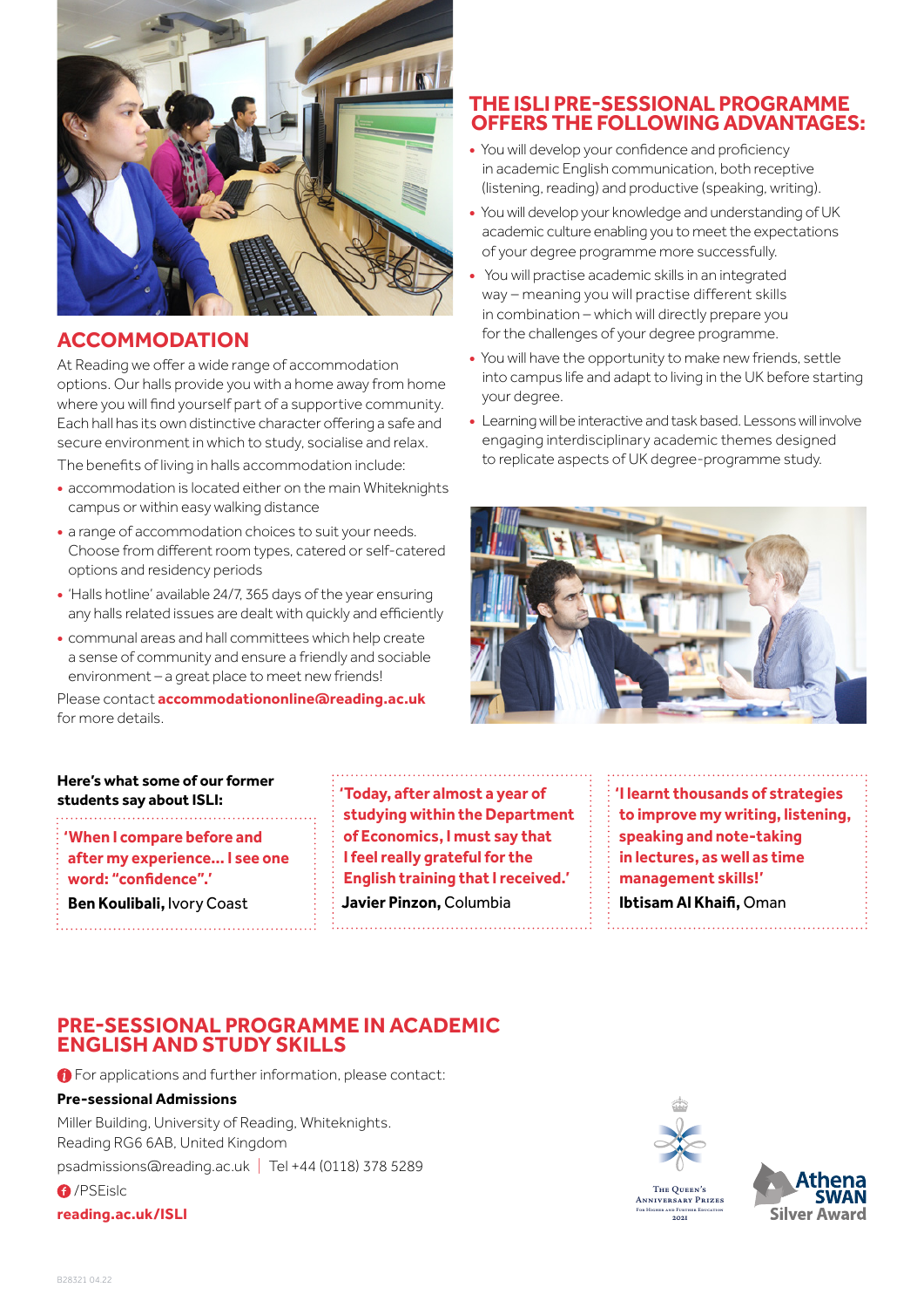## ACCOMMODATION

At Reading we offer a wide range of accommodation options. Our halls provide you with a home away from home where you will find yourself part of a supportive community. Each hall has its own distinctive character offering a safe and secure environment in which to study, socialise and relax.

The benefits of living in halls accommodation include:

- accommodation is located either on the main Whiteknights campus or within easy walking distance
- a range of accommodation choices to suit your needs. Choose from different room types, catered or self-catered options and residency periods
- 'Halls hotline' available 24/7, 365 days of the year ensuring any halls related issues are dealt with quickly and efficiently
- communal areas and hall committees which help create a sense of community and ensure a friendly and sociable environment – a great place to meet new friends!

Please contact **accommodationonline@reading.ac.uk** for more details.

## THE ISLI PRE-SESSIONAL PROGRAMME OFFERS THE FOLLOWING ADVANTAGES:

- You will develop your confidence and proficiency in academic English communication, both receptive (listening, reading) and productive (speaking, writing).
- You will develop your knowledge and understanding of UK academic culture enabling you to meet the expectations of your degree programme more successfully.
- You will practise academic skills in an integrated way – meaning you will practise different skills in combination – which will directly prepare you for the challenges of your degree programme.
- You will have the opportunity to make new friends, settle into campus life and adapt to living in the UK before starting your degree.
- Learning will be interactive and task based. Lessons will involve engaging interdisciplinary academic themes designed to replicate aspects of UK degree-programme study.

**Here's what some of our former students say about ISLI:**

**'When I compare before and after my experience... I see one word: "confidence".'**

**Ben Koulibali,** Ivory Coast

**'Today, after almost a year of studying within the Department of Economics, I must say that I feel really grateful for the English training that I received.'**

**Javier Pinzon,** Columbia

**'I learnt thousands of strategies to improve my writing, listening, speaking and note-taking in lectures, as well as time management skills!'**

**Ibtisam Al Khaifi,** Oman

## PRE-SESSIONAL PROGRAMME IN ACADEMIC ENGLISH AND STUDY SKILLS

For applications and further information, please contact:

**Pre-sessional Admissions**

Miller Building, University of Reading, Whiteknights.
Reading RG6 6AB, United Kingdom

psadmissions@reading.ac.uk | Tel +44 (0118) 378 5289

/PSEislc

**reading.ac.uk/ISLI**

The Queen's Anniversary Prizes For Higher and Further Education 2021

Athena SWAN Silver Award

B28321 04.22